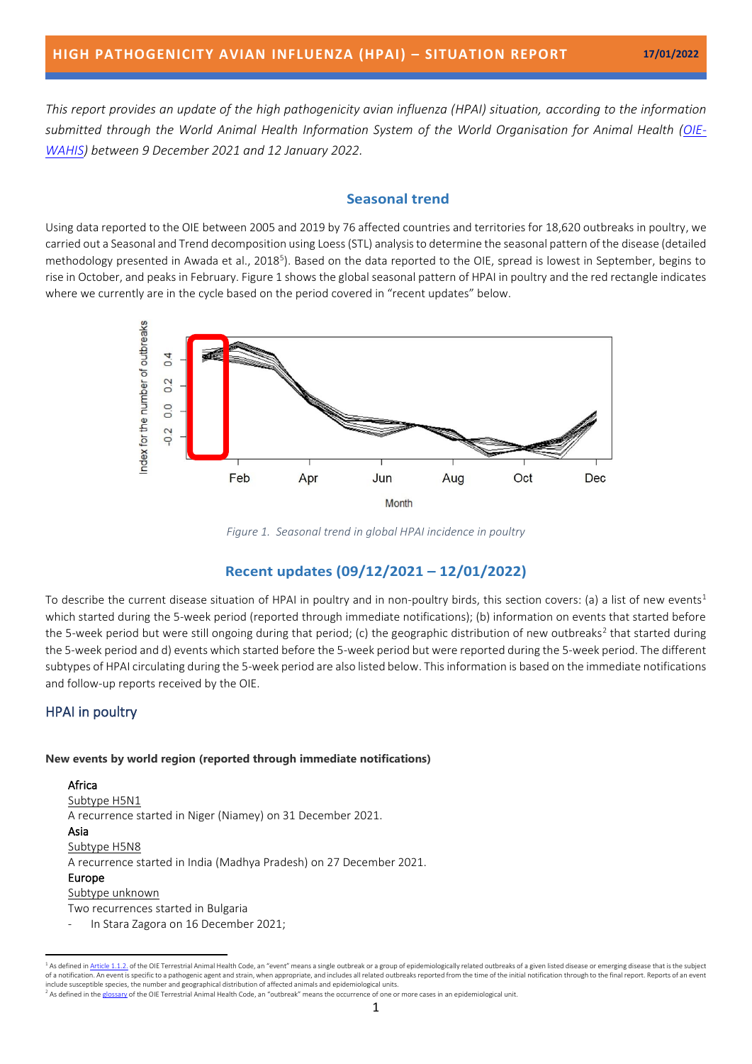# HIGH PATHOGENICITY AVIAN INFLUENZA (HPAI) – SITUATION REPORT

17/01/2022

*This report provides an update of the high pathogenicity avian influenza (HPAI) situation, according to the information submitted through the World Animal Health Information System of the World Organisation for Animal Health (OIE-WAHIS) between 9 December 2021 and 12 January 2022.*

## Seasonal trend

Using data reported to the OIE between 2005 and 2019 by 76 affected countries and territories for 18,620 outbreaks in poultry, we carried out a Seasonal and Trend decomposition using Loess (STL) analysis to determine the seasonal pattern of the disease (detailed methodology presented in Awada et al., 2018[5]). Based on the data reported to the OIE, spread is lowest in September, begins to rise in October, and peaks in February. Figure 1 shows the global seasonal pattern of HPAI in poultry and the red rectangle indicates where we currently are in the cycle based on the period covered in "recent updates" below.

*Figure 1. Seasonal trend in global HPAI incidence in poultry*

## Recent updates (09/12/2021 – 12/01/2022)

To describe the current disease situation of HPAI in poultry and in non-poultry birds, this section covers: (a) a list of new events[1] which started during the 5-week period (reported through immediate notifications); (b) information on events that started before the 5-week period but were still ongoing during that period; (c) the geographic distribution of new outbreaks[2] that started during the 5-week period and d) events which started before the 5-week period but were reported during the 5-week period. The different subtypes of HPAI circulating during the 5-week period are also listed below. This information is based on the immediate notifications and follow-up reports received by the OIE.

### HPAI in poultry

**New events by world region (reported through immediate notifications)**

Africa
Subtype H5N1
A recurrence started in Niger (Niamey) on 31 December 2021.

Asia
Subtype H5N8
A recurrence started in India (Madhya Pradesh) on 27 December 2021.

Europe
Subtype unknown
Two recurrences started in Bulgaria

- In Stara Zagora on 16 December 2021;

[1] As defined in Article 1.1.2. of the OIE Terrestrial Animal Health Code, an "event" means a single outbreak or a group of epidemiologically related outbreaks of a given listed disease or emerging disease that is the subject of a notification. An event is specific to a pathogenic agent and strain, when appropriate, and includes all related outbreaks reported from the time of the initial notification through to the final report. Reports of an event include susceptible species, the number and geographical distribution of affected animals and epidemiological units.

[2] As defined in the glossary of the OIE Terrestrial Animal Health Code, an "outbreak" means the occurrence of one or more cases in an epidemiological unit.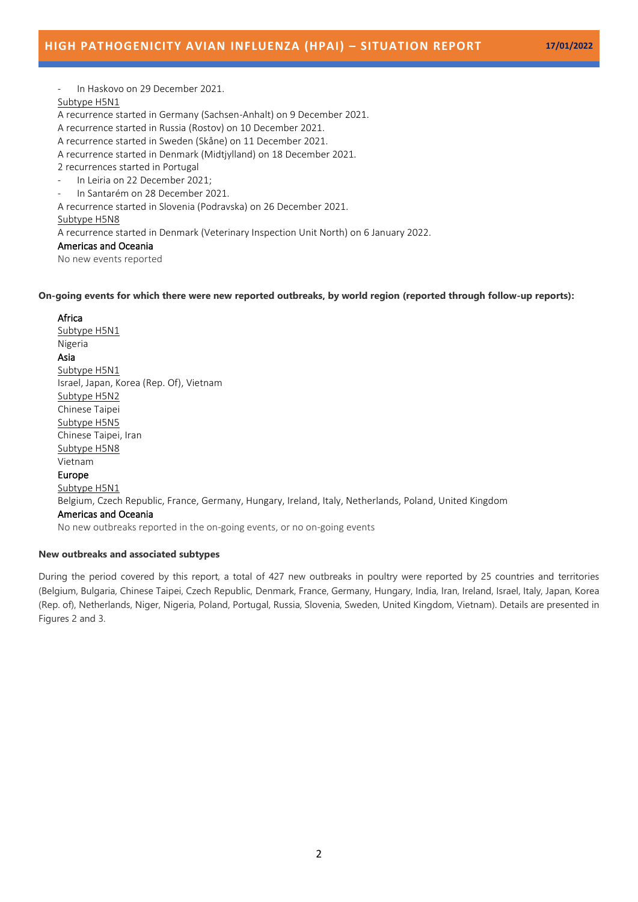- In Haskovo on 29 December 2021.

Subtype H5N1

A recurrence started in Germany (Sachsen-Anhalt) on 9 December 2021.

A recurrence started in Russia (Rostov) on 10 December 2021.

A recurrence started in Sweden (Skåne) on 11 December 2021.

A recurrence started in Denmark (Midtjylland) on 18 December 2021.

2 recurrences started in Portugal

- In Leiria on 22 December 2021;
- In Santarém on 28 December 2021.

A recurrence started in Slovenia (Podravska) on 26 December 2021.

Subtype H5N8

A recurrence started in Denmark (Veterinary Inspection Unit North) on 6 January 2022.

Americas and Oceania

No new events reported

**On-going events for which there were new reported outbreaks, by world region (reported through follow-up reports):**

Africa

Subtype H5N1

Nigeria

Asia

Subtype H5N1

Israel, Japan, Korea (Rep. Of), Vietnam

Subtype H5N2

Chinese Taipei

Subtype H5N5

Chinese Taipei, Iran

Subtype H5N8

Vietnam

Europe

Subtype H5N1

Belgium, Czech Republic, France, Germany, Hungary, Ireland, Italy, Netherlands, Poland, United Kingdom

Americas and Oceania

No new outbreaks reported in the on-going events, or no on-going events

**New outbreaks and associated subtypes**

During the period covered by this report, a total of 427 new outbreaks in poultry were reported by 25 countries and territories (Belgium, Bulgaria, Chinese Taipei, Czech Republic, Denmark, France, Germany, Hungary, India, Iran, Ireland, Israel, Italy, Japan, Korea (Rep. of), Netherlands, Niger, Nigeria, Poland, Portugal, Russia, Slovenia, Sweden, United Kingdom, Vietnam). Details are presented in Figures 2 and 3.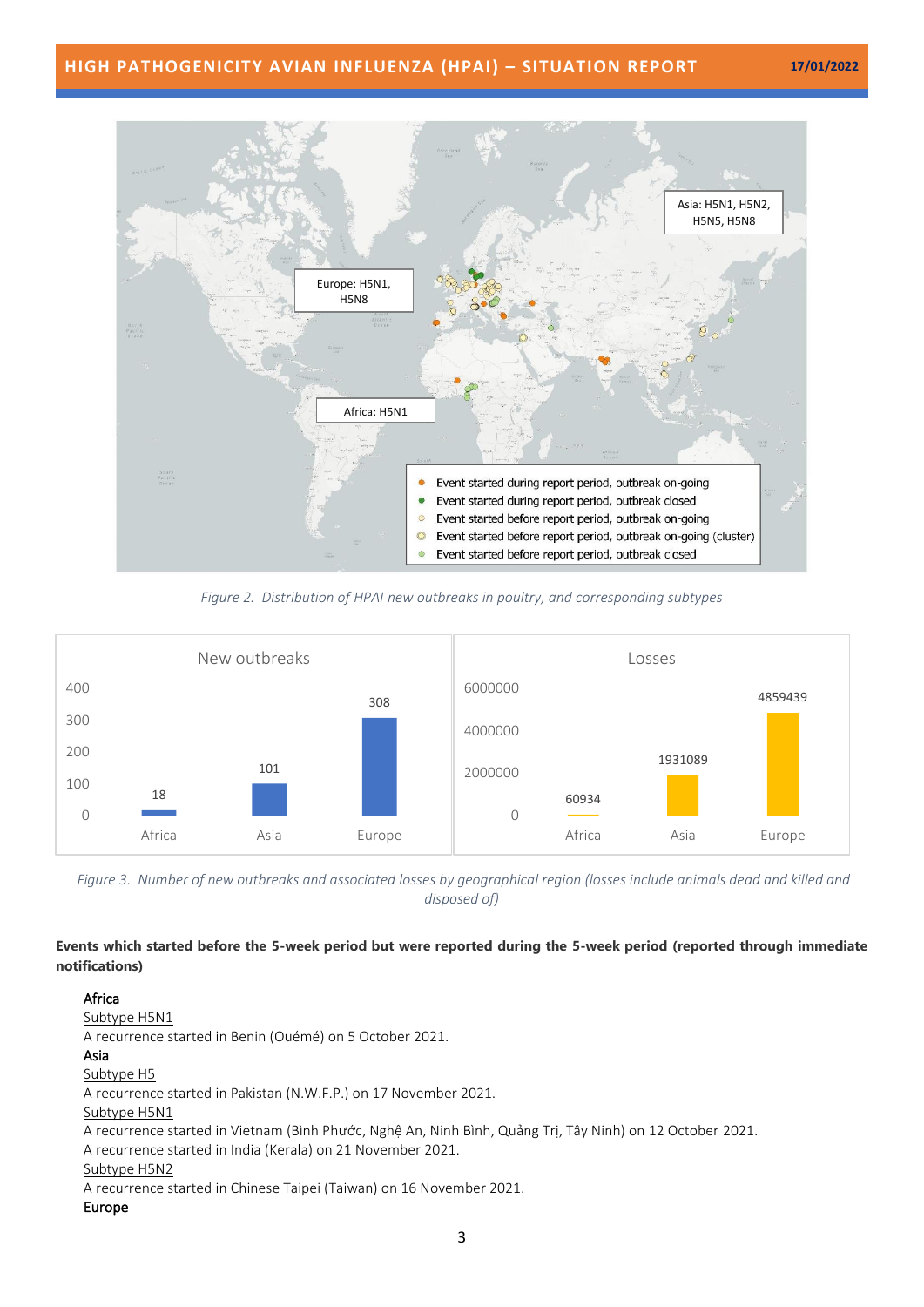*Figure 2. Distribution of HPAI new outbreaks in poultry, and corresponding subtypes*

*Figure 3. Number of new outbreaks and associated losses by geographical region (losses include animals dead and killed and disposed of)*

**Events which started before the 5-week period but were reported during the 5-week period (reported through immediate notifications)**

Africa

Subtype H5N1

A recurrence started in Benin (Ouémé) on 5 October 2021.

Asia

Subtype H5

A recurrence started in Pakistan (N.W.F.P.) on 17 November 2021.

Subtype H5N1

A recurrence started in Vietnam (Bình Phước, Nghệ An, Ninh Bình, Quảng Trị, Tây Ninh) on 12 October 2021.

A recurrence started in India (Kerala) on 21 November 2021.

Subtype H5N2

A recurrence started in Chinese Taipei (Taiwan) on 16 November 2021.

Europe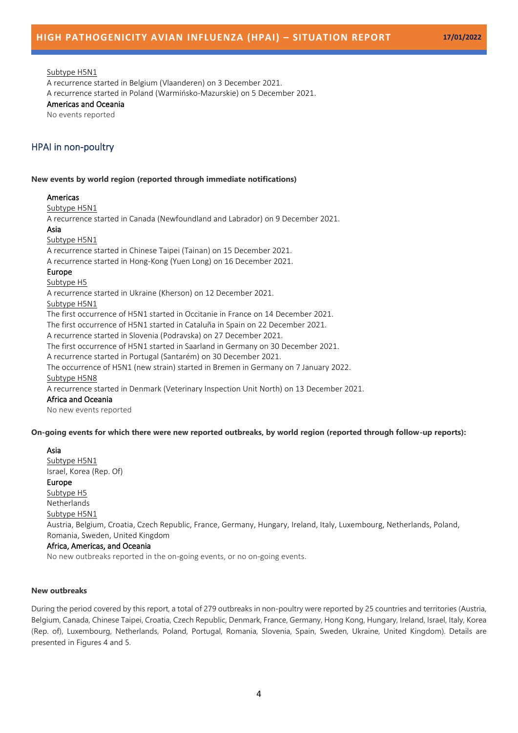Subtype H5N1

A recurrence started in Belgium (Vlaanderen) on 3 December 2021.

A recurrence started in Poland (Warmińsko-Mazurskie) on 5 December 2021.

Americas and Oceania

No events reported

## HPAI in non-poultry

**New events by world region (reported through immediate notifications)**

Americas

Subtype H5N1

A recurrence started in Canada (Newfoundland and Labrador) on 9 December 2021.

Asia

Subtype H5N1

A recurrence started in Chinese Taipei (Tainan) on 15 December 2021.

A recurrence started in Hong-Kong (Yuen Long) on 16 December 2021.

Europe

Subtype H5

A recurrence started in Ukraine (Kherson) on 12 December 2021.

Subtype H5N1

The first occurrence of H5N1 started in Occitanie in France on 14 December 2021.

The first occurrence of H5N1 started in Cataluña in Spain on 22 December 2021.

A recurrence started in Slovenia (Podravska) on 27 December 2021.

The first occurrence of H5N1 started in Saarland in Germany on 30 December 2021.

A recurrence started in Portugal (Santarém) on 30 December 2021.

The occurrence of H5N1 (new strain) started in Bremen in Germany on 7 January 2022.

Subtype H5N8

A recurrence started in Denmark (Veterinary Inspection Unit North) on 13 December 2021.

Africa and Oceania

No new events reported

**On-going events for which there were new reported outbreaks, by world region (reported through follow-up reports):**

Asia

Subtype H5N1

Israel, Korea (Rep. Of)

Europe

Subtype H5

Netherlands

Subtype H5N1

Austria, Belgium, Croatia, Czech Republic, France, Germany, Hungary, Ireland, Italy, Luxembourg, Netherlands, Poland, Romania, Sweden, United Kingdom

Africa, Americas, and Oceania

No new outbreaks reported in the on-going events, or no on-going events.

**New outbreaks**

During the period covered by this report, a total of 279 outbreaks in non-poultry were reported by 25 countries and territories (Austria, Belgium, Canada, Chinese Taipei, Croatia, Czech Republic, Denmark, France, Germany, Hong Kong, Hungary, Ireland, Israel, Italy, Korea (Rep. of), Luxembourg, Netherlands, Poland, Portugal, Romania, Slovenia, Spain, Sweden, Ukraine, United Kingdom). Details are presented in Figures 4 and 5.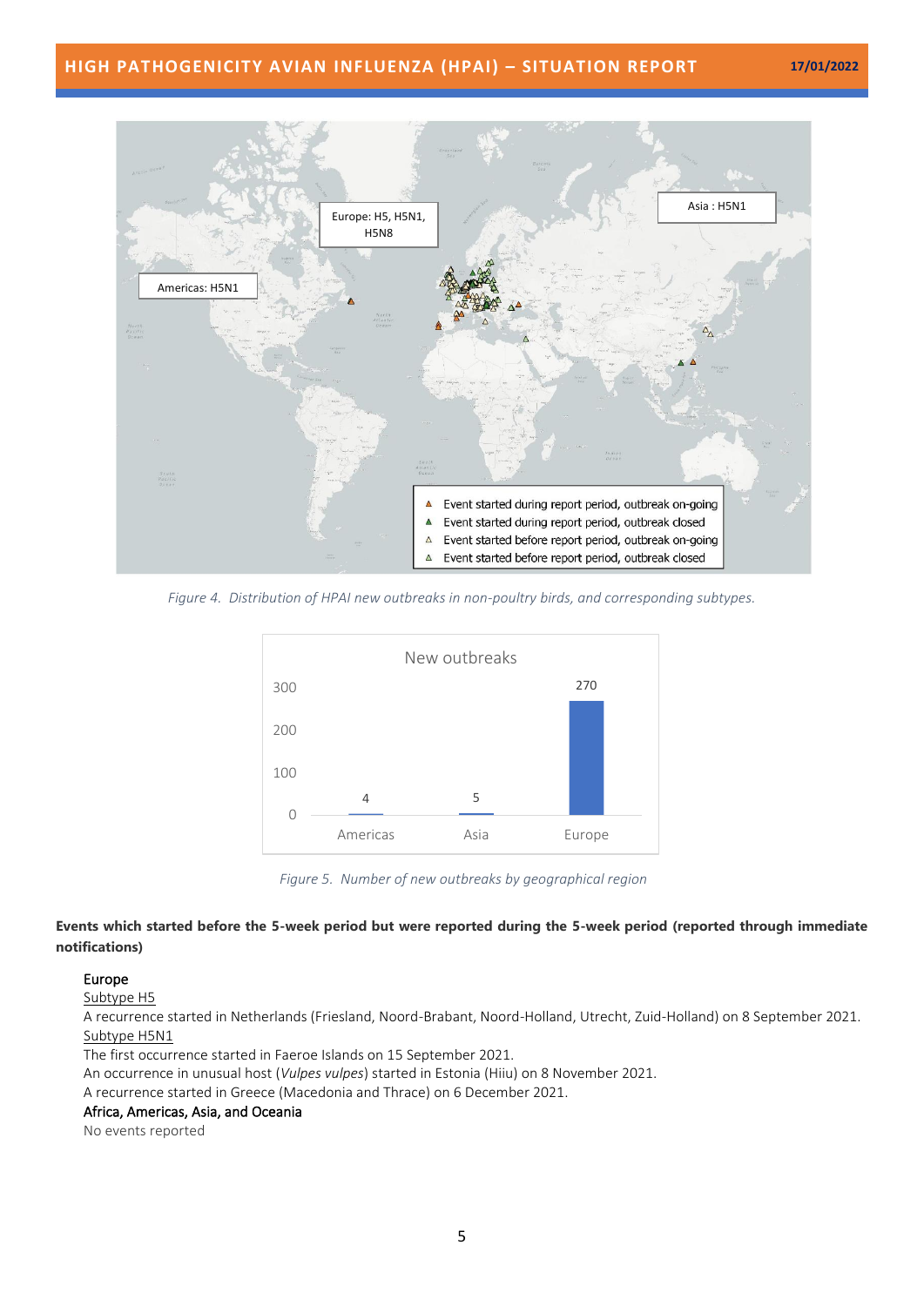Figure 4. Distribution of HPAI new outbreaks in non-poultry birds, and corresponding subtypes.

Figure 5. Number of new outbreaks by geographical region

**Events which started before the 5-week period but were reported during the 5-week period (reported through immediate notifications)**

Europe

Subtype H5

A recurrence started in Netherlands (Friesland, Noord-Brabant, Noord-Holland, Utrecht, Zuid-Holland) on 8 September 2021.

Subtype H5N1

The first occurrence started in Faeroe Islands on 15 September 2021.

An occurrence in unusual host (*Vulpes vulpes*) started in Estonia (Hiiu) on 8 November 2021.

A recurrence started in Greece (Macedonia and Thrace) on 6 December 2021.

Africa, Americas, Asia, and Oceania

No events reported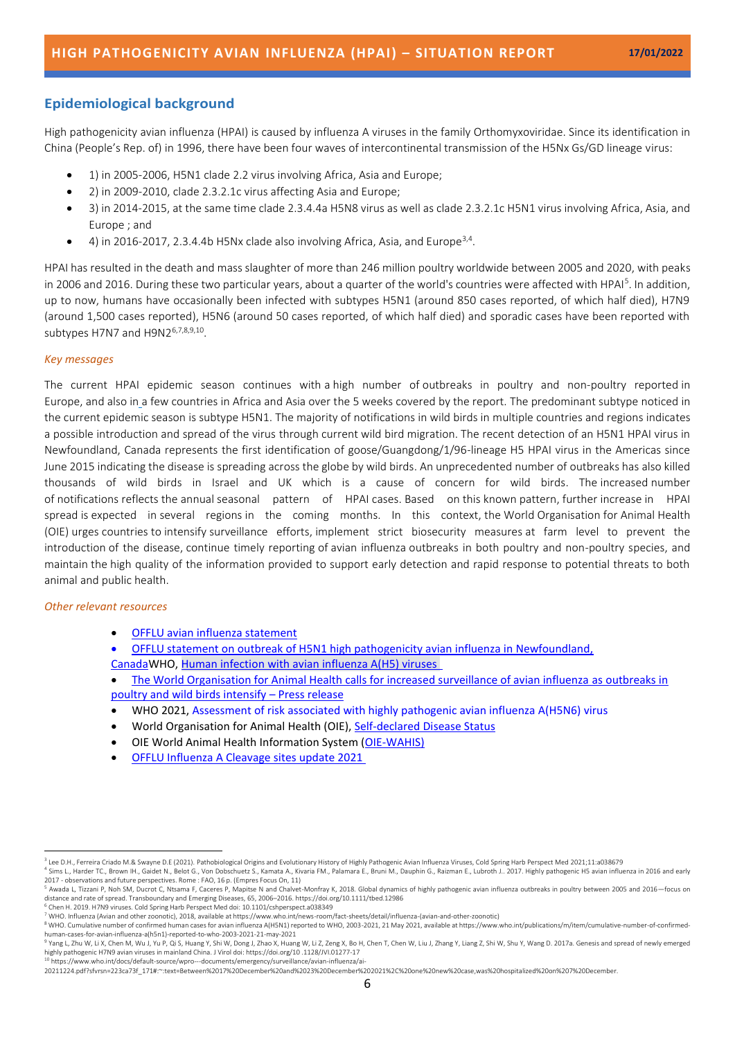## Epidemiological background

High pathogenicity avian influenza (HPAI) is caused by influenza A viruses in the family Orthomyxoviridae. Since its identification in China (People's Rep. of) in 1996, there have been four waves of intercontinental transmission of the H5Nx Gs/GD lineage virus:

- 1) in 2005-2006, H5N1 clade 2.2 virus involving Africa, Asia and Europe;
- 2) in 2009-2010, clade 2.3.2.1c virus affecting Asia and Europe;
- 3) in 2014-2015, at the same time clade 2.3.4.4a H5N8 virus as well as clade 2.3.2.1c H5N1 virus involving Africa, Asia, and Europe ; and
- 4) in 2016-2017, 2.3.4.4b H5Nx clade also involving Africa, Asia, and Europe[3,4].

HPAI has resulted in the death and mass slaughter of more than 246 million poultry worldwide between 2005 and 2020, with peaks in 2006 and 2016. During these two particular years, about a quarter of the world's countries were affected with HPAI[5]. In addition, up to now, humans have occasionally been infected with subtypes H5N1 (around 850 cases reported, of which half died), H7N9 (around 1,500 cases reported), H5N6 (around 50 cases reported, of which half died) and sporadic cases have been reported with subtypes H7N7 and H9N2[6,7,8,9,10].

*Key messages*

The current HPAI epidemic season continues with a high number of outbreaks in poultry and non-poultry reported in Europe, and also in a few countries in Africa and Asia over the 5 weeks covered by the report. The predominant subtype noticed in the current epidemic season is subtype H5N1. The majority of notifications in wild birds in multiple countries and regions indicates a possible introduction and spread of the virus through current wild bird migration. The recent detection of an H5N1 HPAI virus in Newfoundland, Canada represents the first identification of goose/Guangdong/1/96-lineage H5 HPAI virus in the Americas since June 2015 indicating the disease is spreading across the globe by wild birds. An unprecedented number of outbreaks has also killed thousands of wild birds in Israel and UK which is a cause of concern for wild birds. The increased number of notifications reflects the annual seasonal pattern of HPAI cases. Based on this known pattern, further increase in HPAI spread is expected in several regions in the coming months. In this context, the World Organisation for Animal Health (OIE) urges countries to intensify surveillance efforts, implement strict biosecurity measures at farm level to prevent the introduction of the disease, continue timely reporting of avian influenza outbreaks in both poultry and non-poultry species, and maintain the high quality of the information provided to support early detection and rapid response to potential threats to both animal and public health.

*Other relevant resources*

- OFFLU avian influenza statement
- OFFLU statement on outbreak of H5N1 high pathogenicity avian influenza in Newfoundland, Canada
- WHO, Human infection with avian influenza A(H5) viruses
- The World Organisation for Animal Health calls for increased surveillance of avian influenza as outbreaks in poultry and wild birds intensify – Press release
- WHO 2021, Assessment of risk associated with highly pathogenic avian influenza A(H5N6) virus
- World Organisation for Animal Health (OIE), Self-declared Disease Status
- OIE World Animal Health Information System (OIE-WAHIS)
- OFFLU Influenza A Cleavage sites update 2021

---

[3] Lee D.H., Ferreira Criado M.& Swayne D.E (2021). Pathobiological Origins and Evolutionary History of Highly Pathogenic Avian Influenza Viruses, Cold Spring Harb Perspect Med 2021;11:a038679

[4] Sims L., Harder TC., Brown IH., Gaidet N., Belot G., Von Dobschuetz S., Kamata A., Kivaria FM., Palamara E., Bruni M., Dauphin G., Raizman E., Lubroth J.. 2017. Highly pathogenic H5 avian influenza in 2016 and early 2017 - observations and future perspectives. Rome : FAO, 16 p. (Empres Focus On, 11)

[5] Awada L, Tizzani P, Noh SM, Ducrot C, Ntsama F, Caceres P, Mapitse N and Chalvet-Monfray K, 2018. Global dynamics of highly pathogenic avian influenza outbreaks in poultry between 2005 and 2016—focus on distance and rate of spread. Transboundary and Emerging Diseases, 65, 2006–2016. https://doi.org/10.1111/tbed.12986

[6] Chen H. 2019. H7N9 viruses. Cold Spring Harb Perspect Med doi: 10.1101/cshperspect.a038349

[7] WHO. Influenza (Avian and other zoonotic), 2018, available at https://www.who.int/news-room/fact-sheets/detail/influenza-(avian-and-other-zoonotic)

[8] WHO. Cumulative number of confirmed human cases for avian influenza A(H5N1) reported to WHO, 2003-2021, 21 May 2021, available at https://www.who.int/publications/m/item/cumulative-number-of-confirmed-human-cases-for-avian-influenza-a(h5n1)-reported-to-who-2003-2021-21-may-2021

[9] Yang L, Zhu W, Li X, Chen M, Wu J, Yu P, Qi S, Huang Y, Shi W, Dong J, Zhao X, Huang W, Li Z, Zeng X, Bo H, Chen T, Chen W, Liu J, Zhang Y, Liang Z, Shi W, Shu Y, Wang D. 2017a. Genesis and spread of newly emerged highly pathogenic H7N9 avian viruses in mainland China. J Virol doi: https://doi.org/10 .1128/JVI.01277-17

[10] https://www.who.int/docs/default-source/wpro---documents/emergency/surveillance/avian-influenza/ai-20211224.pdf?sfvrsn=223ca73f_171#:~:text=Between%2017%20December%20and%2023%20December%202021%2C%20one%20new%20case,was%20hospitalized%20on%207%20December.